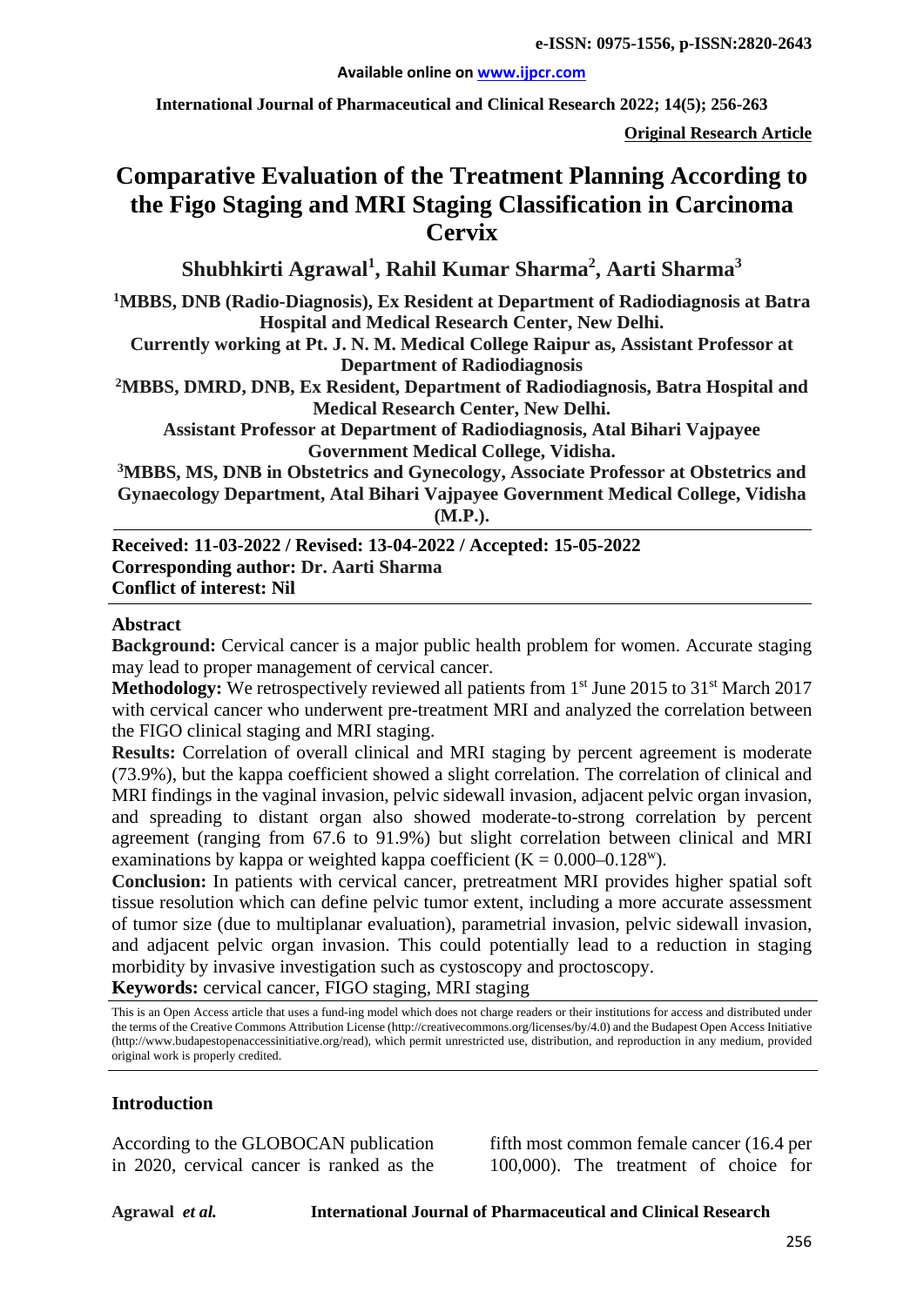**Original Research Article**

# Comparative Evaluation of the Treatment Planning According to the Figo Staging and MRI Staging Classification in Carcinoma Cervix

**Shubhkirti Agrawal[1], Rahil Kumar Sharma[2], Aarti Sharma[3]**

[1]MBBS, DNB (Radio-Diagnosis), Ex Resident at Department of Radiodiagnosis at Batra Hospital and Medical Research Center, New Delhi.
Currently working at Pt. J. N. M. Medical College Raipur as, Assistant Professor at Department of Radiodiagnosis

[2]MBBS, DMRD, DNB, Ex Resident, Department of Radiodiagnosis, Batra Hospital and Medical Research Center, New Delhi.
Assistant Professor at Department of Radiodiagnosis, Atal Bihari Vajpayee Government Medical College, Vidisha.

[3]MBBS, MS, DNB in Obstetrics and Gynecology, Associate Professor at Obstetrics and Gynaecology Department, Atal Bihari Vajpayee Government Medical College, Vidisha (M.P.).

**Received: 11-03-2022 / Revised: 13-04-2022 / Accepted: 15-05-2022**
**Corresponding author: Dr. Aarti Sharma**
**Conflict of interest: Nil**

## Abstract

**Background:** Cervical cancer is a major public health problem for women. Accurate staging may lead to proper management of cervical cancer.

**Methodology:** We retrospectively reviewed all patients from 1st June 2015 to 31st March 2017 with cervical cancer who underwent pre-treatment MRI and analyzed the correlation between the FIGO clinical staging and MRI staging.

**Results:** Correlation of overall clinical and MRI staging by percent agreement is moderate (73.9%), but the kappa coefficient showed a slight correlation. The correlation of clinical and MRI findings in the vaginal invasion, pelvic sidewall invasion, adjacent pelvic organ invasion, and spreading to distant organ also showed moderate-to-strong correlation by percent agreement (ranging from 67.6 to 91.9%) but slight correlation between clinical and MRI examinations by kappa or weighted kappa coefficient ($K = 0.000–0.128^{w}$).

**Conclusion:** In patients with cervical cancer, pretreatment MRI provides higher spatial soft tissue resolution which can define pelvic tumor extent, including a more accurate assessment of tumor size (due to multiplanar evaluation), parametrial invasion, pelvic sidewall invasion, and adjacent pelvic organ invasion. This could potentially lead to a reduction in staging morbidity by invasive investigation such as cystoscopy and proctoscopy.

**Keywords:** cervical cancer, FIGO staging, MRI staging

This is an Open Access article that uses a fund-ing model which does not charge readers or their institutions for access and distributed under the terms of the Creative Commons Attribution License (http://creativecommons.org/licenses/by/4.0) and the Budapest Open Access Initiative (http://www.budapestopenaccessinitiative.org/read), which permit unrestricted use, distribution, and reproduction in any medium, provided original work is properly credited.

## Introduction

According to the GLOBOCAN publication in 2020, cervical cancer is ranked as the fifth most common female cancer (16.4 per 100,000). The treatment of choice for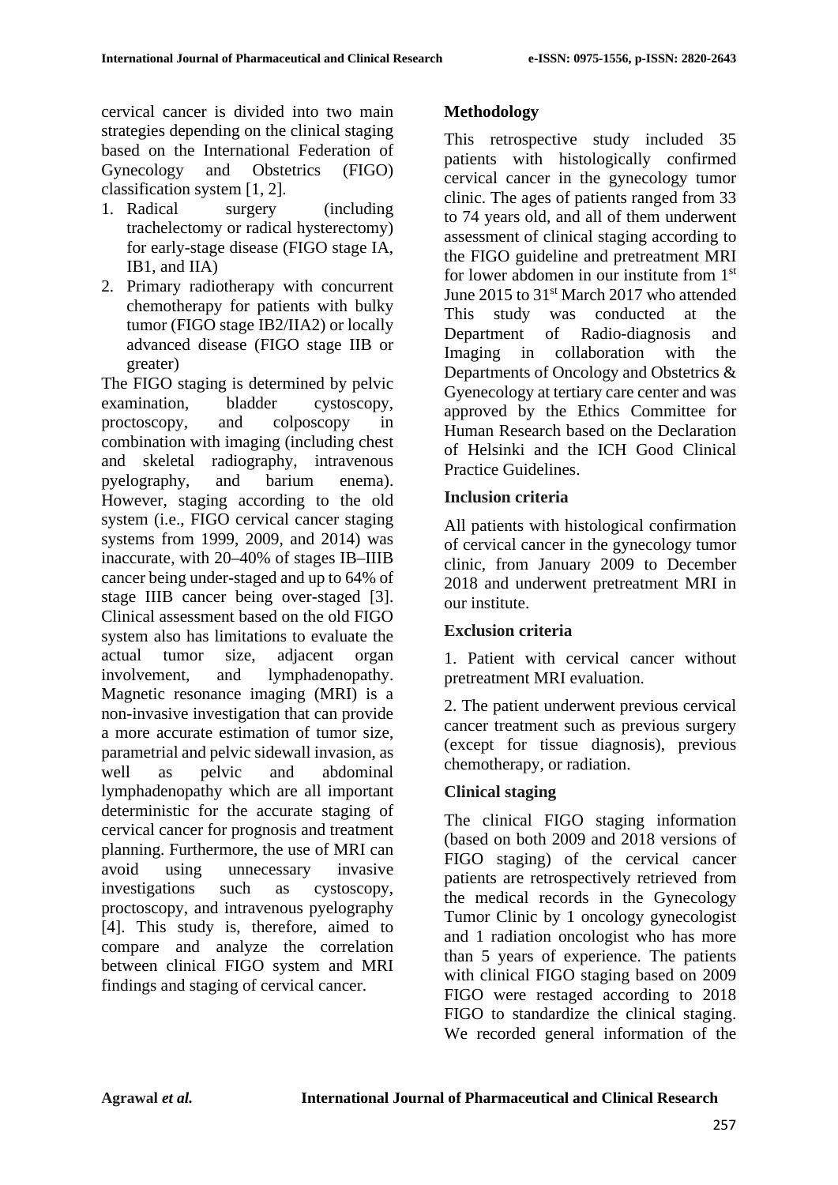cervical cancer is divided into two main strategies depending on the clinical staging based on the International Federation of Gynecology and Obstetrics (FIGO) classification system [1, 2].

1. Radical surgery (including trachelectomy or radical hysterectomy) for early-stage disease (FIGO stage IA, IB1, and IIA)
2. Primary radiotherapy with concurrent chemotherapy for patients with bulky tumor (FIGO stage IB2/IIA2) or locally advanced disease (FIGO stage IIB or greater)

The FIGO staging is determined by pelvic examination, bladder cystoscopy, proctoscopy, and colposcopy in combination with imaging (including chest and skeletal radiography, intravenous pyelography, and barium enema). However, staging according to the old system (i.e., FIGO cervical cancer staging systems from 1999, 2009, and 2014) was inaccurate, with 20–40% of stages IB–IIIB cancer being under-staged and up to 64% of stage IIIB cancer being over-staged [3]. Clinical assessment based on the old FIGO system also has limitations to evaluate the actual tumor size, adjacent organ involvement, and lymphadenopathy. Magnetic resonance imaging (MRI) is a non-invasive investigation that can provide a more accurate estimation of tumor size, parametrial and pelvic sidewall invasion, as well as pelvic and abdominal lymphadenopathy which are all important deterministic for the accurate staging of cervical cancer for prognosis and treatment planning. Furthermore, the use of MRI can avoid using unnecessary invasive investigations such as cystoscopy, proctoscopy, and intravenous pyelography [4]. This study is, therefore, aimed to compare and analyze the correlation between clinical FIGO system and MRI findings and staging of cervical cancer.

## Methodology

This retrospective study included 35 patients with histologically confirmed cervical cancer in the gynecology tumor clinic. The ages of patients ranged from 33 to 74 years old, and all of them underwent assessment of clinical staging according to the FIGO guideline and pretreatment MRI for lower abdomen in our institute from 1st June 2015 to 31st March 2017 who attended This study was conducted at the Department of Radio-diagnosis and Imaging in collaboration with the Departments of Oncology and Obstetrics & Gyenecology at tertiary care center and was approved by the Ethics Committee for Human Research based on the Declaration of Helsinki and the ICH Good Clinical Practice Guidelines.

### Inclusion criteria

All patients with histological confirmation of cervical cancer in the gynecology tumor clinic, from January 2009 to December 2018 and underwent pretreatment MRI in our institute.

### Exclusion criteria

1. Patient with cervical cancer without pretreatment MRI evaluation.

2. The patient underwent previous cervical cancer treatment such as previous surgery (except for tissue diagnosis), previous chemotherapy, or radiation.

### Clinical staging

The clinical FIGO staging information (based on both 2009 and 2018 versions of FIGO staging) of the cervical cancer patients are retrospectively retrieved from the medical records in the Gynecology Tumor Clinic by 1 oncology gynecologist and 1 radiation oncologist who has more than 5 years of experience. The patients with clinical FIGO staging based on 2009 FIGO were restaged according to 2018 FIGO to standardize the clinical staging. We recorded general information of the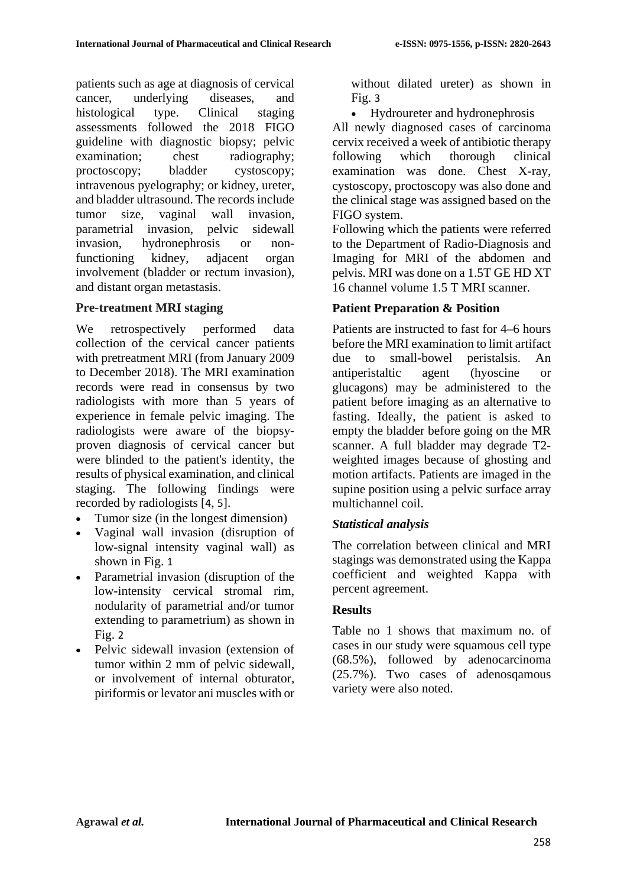patients such as age at diagnosis of cervical cancer, underlying diseases, and histological type. Clinical staging assessments followed the 2018 FIGO guideline with diagnostic biopsy; pelvic examination; chest radiography; proctoscopy; bladder cystoscopy; intravenous pyelography; or kidney, ureter, and bladder ultrasound. The records include tumor size, vaginal wall invasion, parametrial invasion, pelvic sidewall invasion, hydronephrosis or non-functioning kidney, adjacent organ involvement (bladder or rectum invasion), and distant organ metastasis.

### Pre-treatment MRI staging

We retrospectively performed data collection of the cervical cancer patients with pretreatment MRI (from January 2009 to December 2018). The MRI examination records were read in consensus by two radiologists with more than 5 years of experience in female pelvic imaging. The radiologists were aware of the biopsy-proven diagnosis of cervical cancer but were blinded to the patient's identity, the results of physical examination, and clinical staging. The following findings were recorded by radiologists [4, 5].

- Tumor size (in the longest dimension)
- Vaginal wall invasion (disruption of low-signal intensity vaginal wall) as shown in Fig. 1
- Parametrial invasion (disruption of the low-intensity cervical stromal rim, nodularity of parametrial and/or tumor extending to parametrium) as shown in Fig. 2
- Pelvic sidewall invasion (extension of tumor within 2 mm of pelvic sidewall, or involvement of internal obturator, piriformis or levator ani muscles with or without dilated ureter) as shown in Fig. 3
- Hydroureter and hydronephrosis

All newly diagnosed cases of carcinoma cervix received a week of antibiotic therapy following which thorough clinical examination was done. Chest X-ray, cystoscopy, proctoscopy was also done and the clinical stage was assigned based on the FIGO system.

Following which the patients were referred to the Department of Radio-Diagnosis and Imaging for MRI of the abdomen and pelvis. MRI was done on a 1.5T GE HD XT 16 channel volume 1.5 T MRI scanner.

### Patient Preparation & Position

Patients are instructed to fast for 4–6 hours before the MRI examination to limit artifact due to small-bowel peristalsis. An antiperistaltic agent (hyoscine or glucagons) may be administered to the patient before imaging as an alternative to fasting. Ideally, the patient is asked to empty the bladder before going on the MR scanner. A full bladder may degrade T2-weighted images because of ghosting and motion artifacts. Patients are imaged in the supine position using a pelvic surface array multichannel coil.

### *Statistical analysis*

The correlation between clinical and MRI stagings was demonstrated using the Kappa coefficient and weighted Kappa with percent agreement.

## Results

Table no 1 shows that maximum no. of cases in our study were squamous cell type (68.5%), followed by adenocarcinoma (25.7%). Two cases of adenosqamous variety were also noted.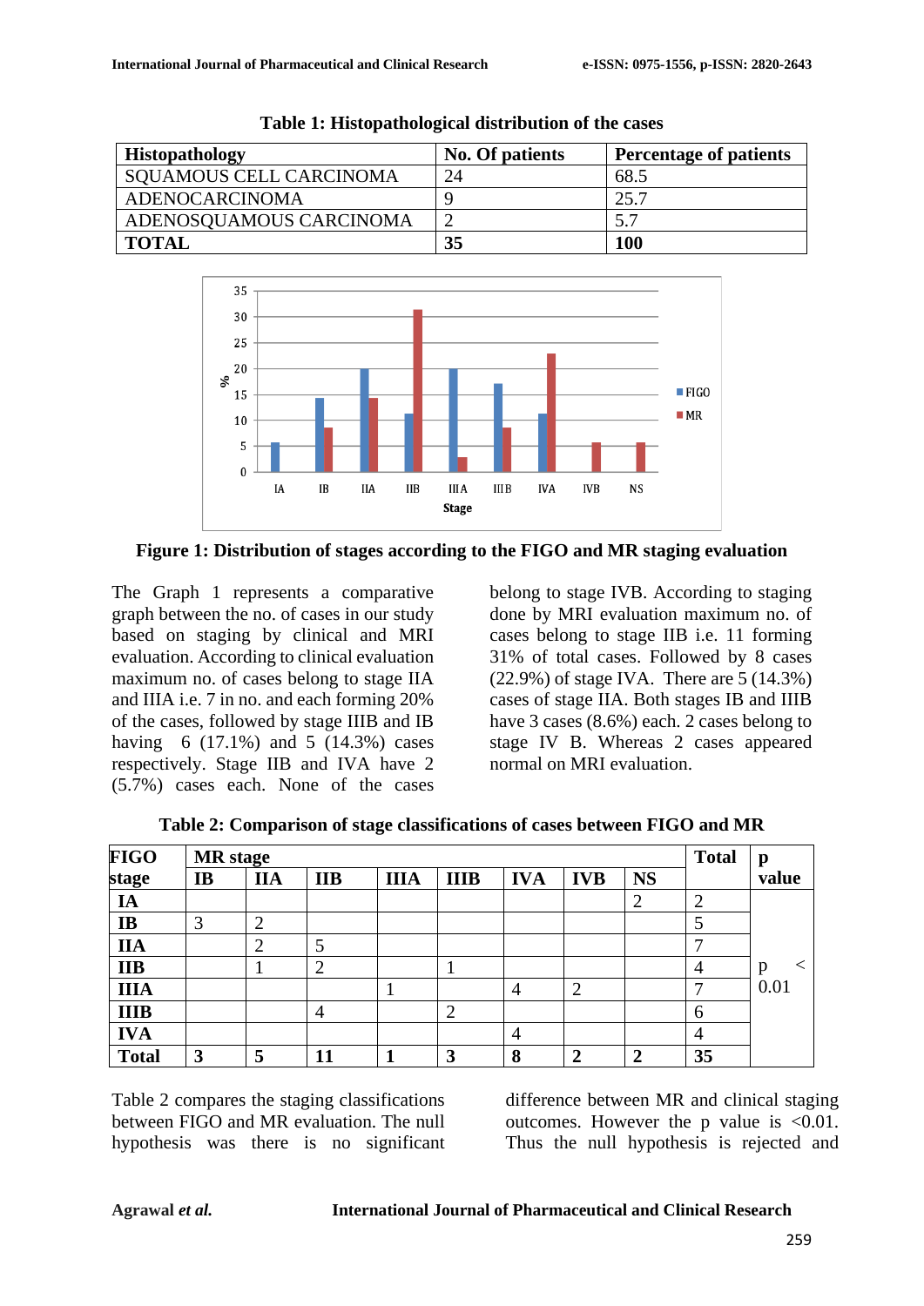**Table 1: Histopathological distribution of the cases**

| Histopathology | No. Of patients | Percentage of patients |
|---|---|---|
| SQUAMOUS CELL CARCINOMA | 24 | 68.5 |
| ADENOCARCINOMA | 9 | 25.7 |
| ADENOSQUAMOUS CARCINOMA | 2 | 5.7 |
| **TOTAL** | **35** | **100** |

**Figure 1: Distribution of stages according to the FIGO and MR staging evaluation**

The Graph 1 represents a comparative graph between the no. of cases in our study based on staging by clinical and MRI evaluation. According to clinical evaluation maximum no. of cases belong to stage IIA and IIIA i.e. 7 in no. and each forming 20% of the cases, followed by stage IIIB and IB having 6 (17.1%) and 5 (14.3%) cases respectively. Stage IIB and IVA have 2 (5.7%) cases each. None of the cases belong to stage IVB. According to staging done by MRI evaluation maximum no. of cases belong to stage IIB i.e. 11 forming 31% of total cases. Followed by 8 cases (22.9%) of stage IVA. There are 5 (14.3%) cases of stage IIA. Both stages IB and IIIB have 3 cases (8.6%) each. 2 cases belong to stage IV B. Whereas 2 cases appeared normal on MRI evaluation.

**Table 2: Comparison of stage classifications of cases between FIGO and MR**

| FIGO stage | MR stage | | | | | | | | Total | p value |
|---|---|---|---|---|---|---|---|---|---|---|
| | **IB** | **IIA** | **IIB** | **IIIA** | **IIIB** | **IVA** | **IVB** | **NS** | | |
| **IA** | | | | | | | | 2 | 2 | |
| **IB** | 3 | 2 | | | | | | | 5 | |
| **IIA** | | 2 | 5 | | | | | | 7 | |
| **IIB** | | 1 | 2 | | 1 | | | | 4 | $p < 0.01$ |
| **IIIA** | | | | 1 | | 4 | 2 | | 7 | |
| **IIIB** | | | 4 | | 2 | | | | 6 | |
| **IVA** | | | | | | 4 | | | 4 | |
| **Total** | **3** | **5** | **11** | **1** | **3** | **8** | **2** | **2** | **35** | |

Table 2 compares the staging classifications between FIGO and MR evaluation. The null hypothesis was there is no significant difference between MR and clinical staging outcomes. However the p value is <0.01. Thus the null hypothesis is rejected and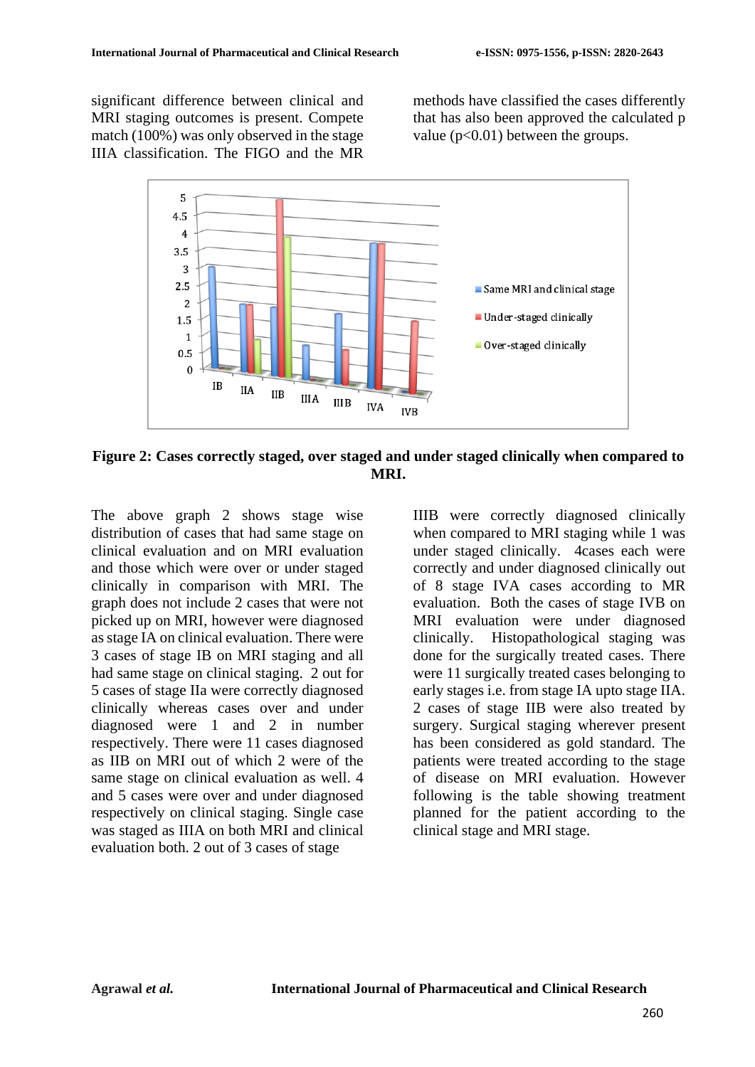significant difference between clinical and MRI staging outcomes is present. Compete match (100%) was only observed in the stage IIIA classification. The FIGO and the MR methods have classified the cases differently that has also been approved the calculated p value ($p<0.01$) between the groups.

**Figure 2: Cases correctly staged, over staged and under staged clinically when compared to MRI.**

The above graph 2 shows stage wise distribution of cases that had same stage on clinical evaluation and on MRI evaluation and those which were over or under staged clinically in comparison with MRI. The graph does not include 2 cases that were not picked up on MRI, however were diagnosed as stage IA on clinical evaluation. There were 3 cases of stage IB on MRI staging and all had same stage on clinical staging. 2 out for 5 cases of stage IIa were correctly diagnosed clinically whereas cases over and under diagnosed were 1 and 2 in number respectively. There were 11 cases diagnosed as IIB on MRI out of which 2 were of the same stage on clinical evaluation as well. 4 and 5 cases were over and under diagnosed respectively on clinical staging. Single case was staged as IIIA on both MRI and clinical evaluation both. 2 out of 3 cases of stage IIIB were correctly diagnosed clinically when compared to MRI staging while 1 was under staged clinically. 4cases each were correctly and under diagnosed clinically out of 8 stage IVA cases according to MR evaluation. Both the cases of stage IVB on MRI evaluation were under diagnosed clinically. Histopathological staging was done for the surgically treated cases. There were 11 surgically treated cases belonging to early stages i.e. from stage IA upto stage IIA. 2 cases of stage IIB were also treated by surgery. Surgical staging wherever present has been considered as gold standard. The patients were treated according to the stage of disease on MRI evaluation. However following is the table showing treatment planned for the patient according to the clinical stage and MRI stage.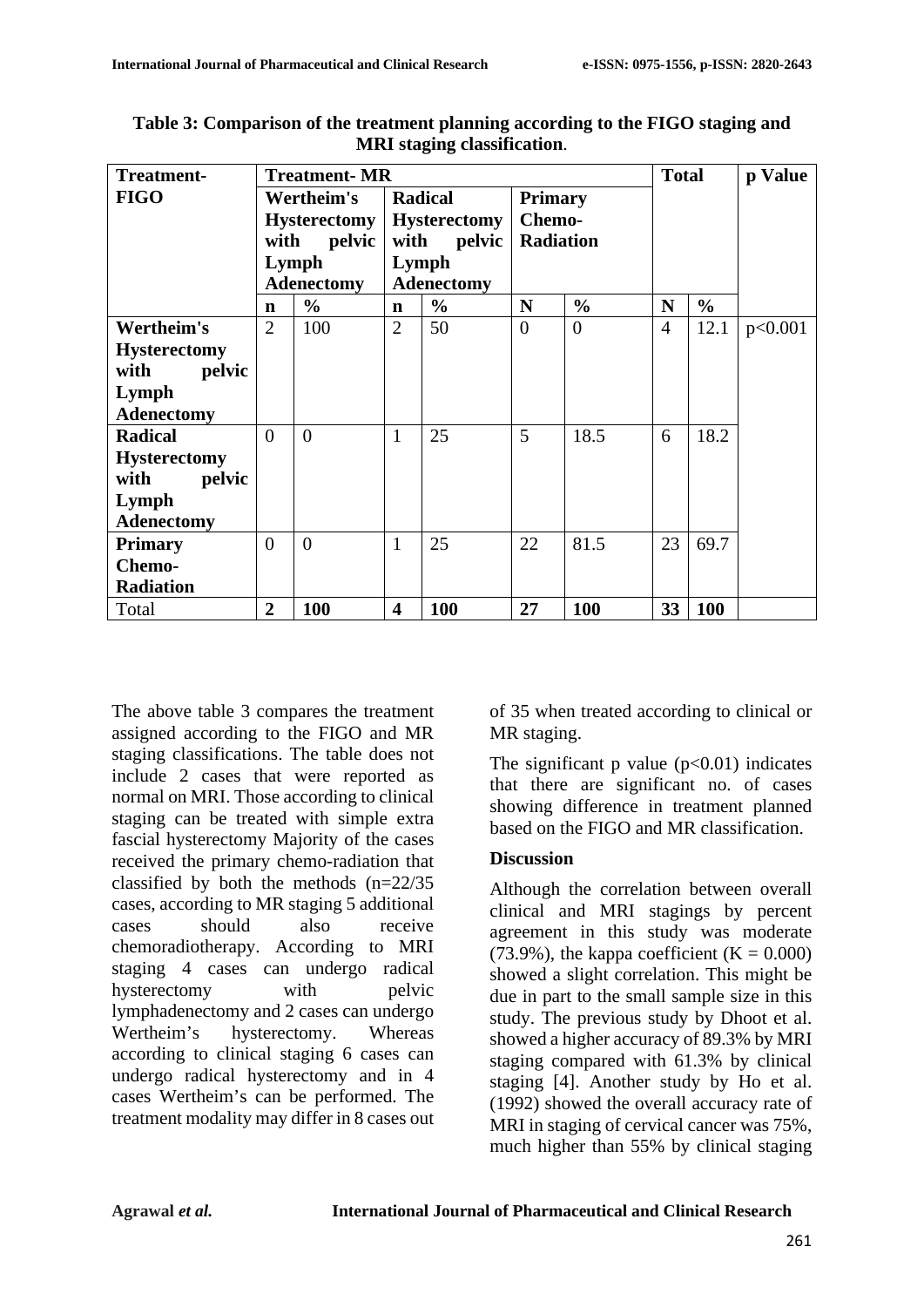**Table 3: Comparison of the treatment planning according to the FIGO staging and MRI staging classification.**

| Treatment-FIGO | Treatment- MR | | | | | | Total | | p Value |
|---|---|---|---|---|---|---|---|---|---|
| | Wertheim's Hysterectomy with pelvic Lymph Adenectomy | | Radical Hysterectomy with pelvic Lymph Adenectomy | | Primary Chemo-Radiation | | | | |
| | n | % | n | % | N | % | N | % | |
| **Wertheim's Hysterectomy with pelvic Lymph Adenectomy** | 2 | 100 | 2 | 50 | 0 | 0 | 4 | 12.1 | p<0.001 |
| **Radical Hysterectomy with pelvic Lymph Adenectomy** | 0 | 0 | 1 | 25 | 5 | 18.5 | 6 | 18.2 | |
| **Primary Chemo-Radiation** | 0 | 0 | 1 | 25 | 22 | 81.5 | 23 | 69.7 | |
| Total | **2** | **100** | **4** | **100** | **27** | **100** | **33** | **100** | |

The above table 3 compares the treatment assigned according to the FIGO and MR staging classifications. The table does not include 2 cases that were reported as normal on MRI. Those according to clinical staging can be treated with simple extra fascial hysterectomy Majority of the cases received the primary chemo-radiation that classified by both the methods (n=22/35 cases, according to MR staging 5 additional cases should also receive chemoradiotherapy. According to MRI staging 4 cases can undergo radical hysterectomy with pelvic lymphadenectomy and 2 cases can undergo Wertheim's hysterectomy. Whereas according to clinical staging 6 cases can undergo radical hysterectomy and in 4 cases Wertheim's can be performed. The treatment modality may differ in 8 cases out of 35 when treated according to clinical or MR staging.

The significant p value ($p<0.01$) indicates that there are significant no. of cases showing difference in treatment planned based on the FIGO and MR classification.

## Discussion

Although the correlation between overall clinical and MRI stagings by percent agreement in this study was moderate (73.9%), the kappa coefficient ($K = 0.000$) showed a slight correlation. This might be due in part to the small sample size in this study. The previous study by Dhoot et al. showed a higher accuracy of 89.3% by MRI staging compared with 61.3% by clinical staging [4]. Another study by Ho et al. (1992) showed the overall accuracy rate of MRI in staging of cervical cancer was 75%, much higher than 55% by clinical staging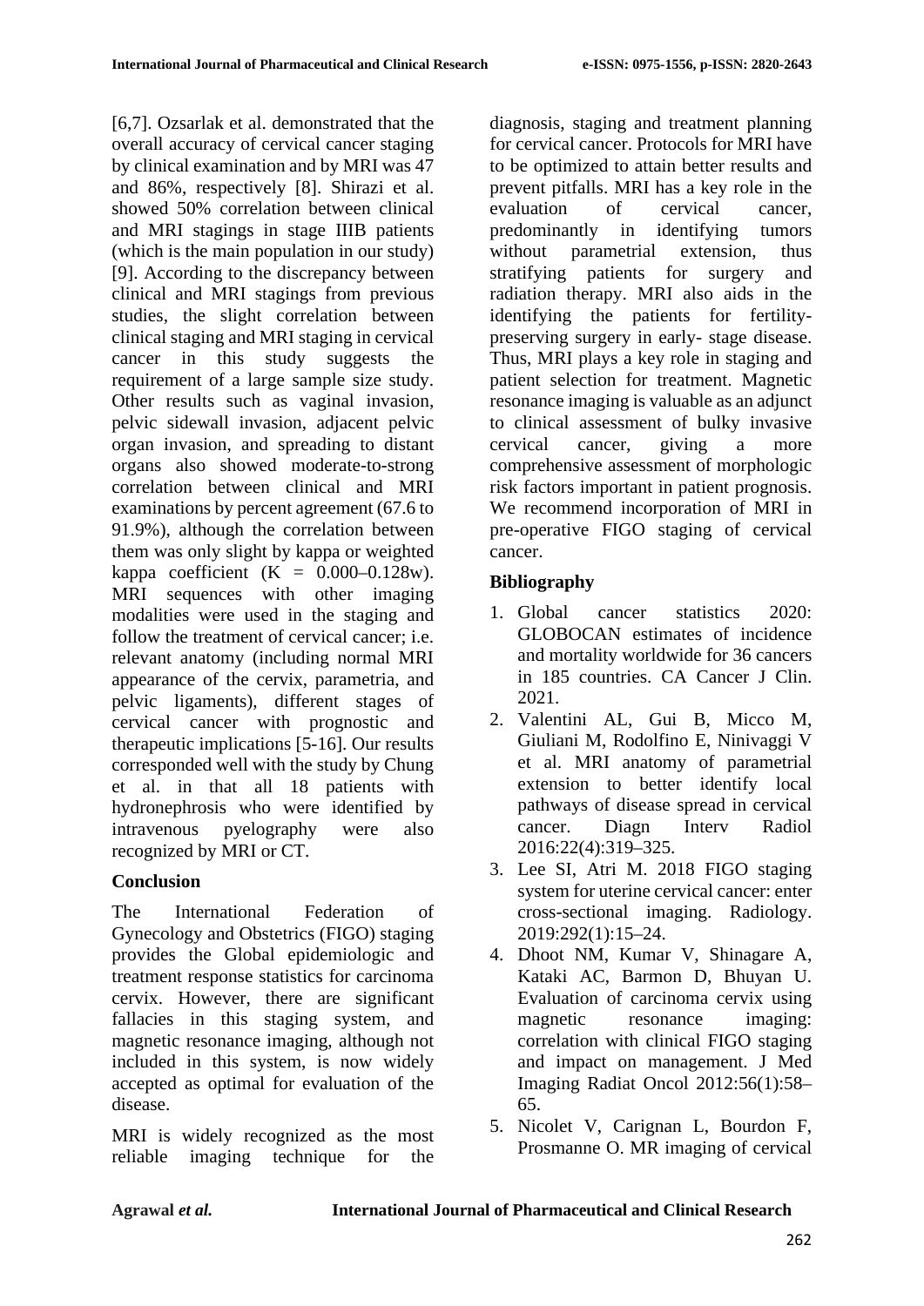[6,7]. Ozsarlak et al. demonstrated that the overall accuracy of cervical cancer staging by clinical examination and by MRI was 47 and 86%, respectively [8]. Shirazi et al. showed 50% correlation between clinical and MRI stagings in stage IIIB patients (which is the main population in our study) [9]. According to the discrepancy between clinical and MRI stagings from previous studies, the slight correlation between clinical staging and MRI staging in cervical cancer in this study suggests the requirement of a large sample size study. Other results such as vaginal invasion, pelvic sidewall invasion, adjacent pelvic organ invasion, and spreading to distant organs also showed moderate-to-strong correlation between clinical and MRI examinations by percent agreement (67.6 to 91.9%), although the correlation between them was only slight by kappa or weighted kappa coefficient (K = 0.000–0.128w). MRI sequences with other imaging modalities were used in the staging and follow the treatment of cervical cancer; i.e. relevant anatomy (including normal MRI appearance of the cervix, parametria, and pelvic ligaments), different stages of cervical cancer with prognostic and therapeutic implications [5-16]. Our results corresponded well with the study by Chung et al. in that all 18 patients with hydronephrosis who were identified by intravenous pyelography were also recognized by MRI or CT.

## Conclusion

The International Federation of Gynecology and Obstetrics (FIGO) staging provides the Global epidemiologic and treatment response statistics for carcinoma cervix. However, there are significant fallacies in this staging system, and magnetic resonance imaging, although not included in this system, is now widely accepted as optimal for evaluation of the disease.

MRI is widely recognized as the most reliable imaging technique for the diagnosis, staging and treatment planning for cervical cancer. Protocols for MRI have to be optimized to attain better results and prevent pitfalls. MRI has a key role in the evaluation of cervical cancer, predominantly in identifying tumors without parametrial extension, thus stratifying patients for surgery and radiation therapy. MRI also aids in the identifying the patients for fertility-preserving surgery in early- stage disease. Thus, MRI plays a key role in staging and patient selection for treatment. Magnetic resonance imaging is valuable as an adjunct to clinical assessment of bulky invasive cervical cancer, giving a more comprehensive assessment of morphologic risk factors important in patient prognosis. We recommend incorporation of MRI in pre-operative FIGO staging of cervical cancer.

## Bibliography

1. Global cancer statistics 2020: GLOBOCAN estimates of incidence and mortality worldwide for 36 cancers in 185 countries. CA Cancer J Clin. 2021.
2. Valentini AL, Gui B, Micco M, Giuliani M, Rodolfino E, Ninivaggi V et al. MRI anatomy of parametrial extension to better identify local pathways of disease spread in cervical cancer. Diagn Interv Radiol 2016:22(4):319–325.
3. Lee SI, Atri M. 2018 FIGO staging system for uterine cervical cancer: enter cross-sectional imaging. Radiology. 2019:292(1):15–24.
4. Dhoot NM, Kumar V, Shinagare A, Kataki AC, Barmon D, Bhuyan U. Evaluation of carcinoma cervix using magnetic resonance imaging: correlation with clinical FIGO staging and impact on management. J Med Imaging Radiat Oncol 2012:56(1):58–65.
5. Nicolet V, Carignan L, Bourdon F, Prosmanne O. MR imaging of cervical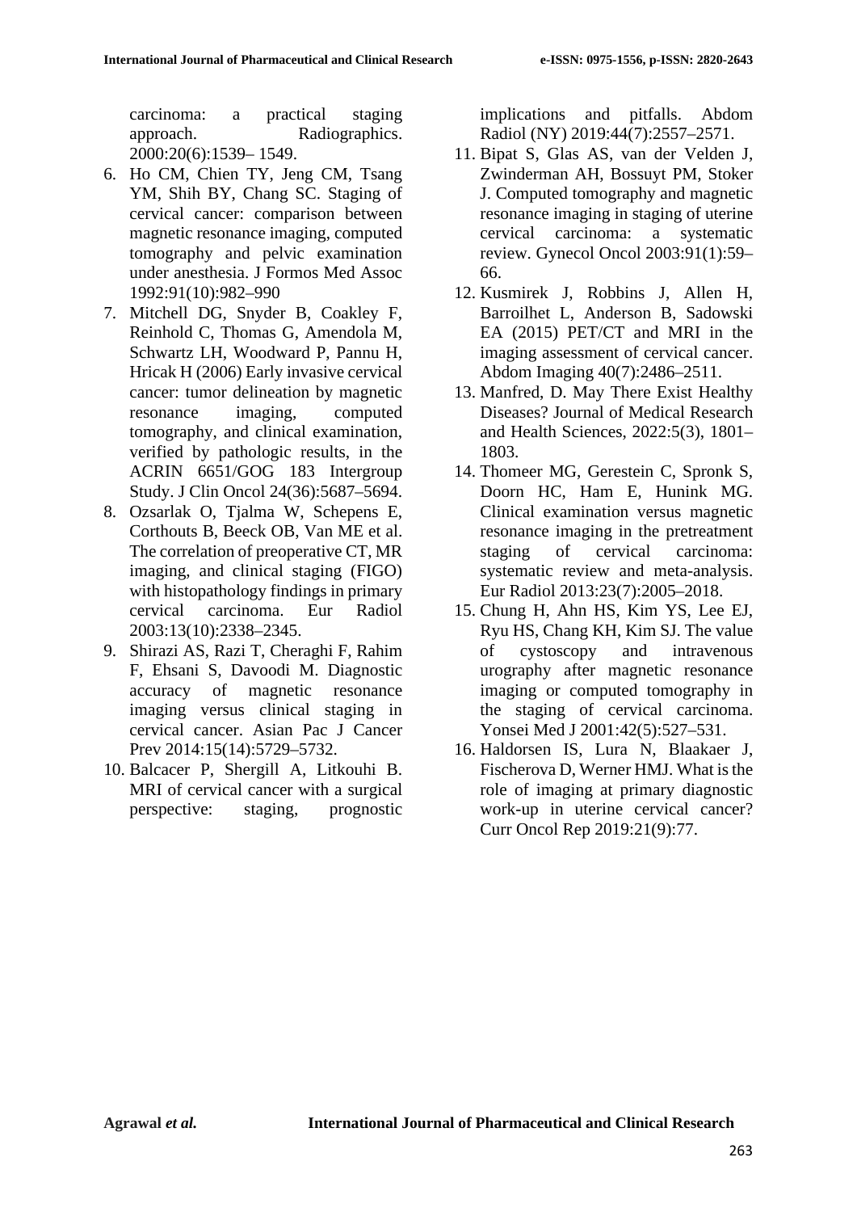carcinoma: a practical staging approach. Radiographics. 2000:20(6):1539– 1549.

6. Ho CM, Chien TY, Jeng CM, Tsang YM, Shih BY, Chang SC. Staging of cervical cancer: comparison between magnetic resonance imaging, computed tomography and pelvic examination under anesthesia. J Formos Med Assoc 1992:91(10):982–990
7. Mitchell DG, Snyder B, Coakley F, Reinhold C, Thomas G, Amendola M, Schwartz LH, Woodward P, Pannu H, Hricak H (2006) Early invasive cervical cancer: tumor delineation by magnetic resonance imaging, computed tomography, and clinical examination, verified by pathologic results, in the ACRIN 6651/GOG 183 Intergroup Study. J Clin Oncol 24(36):5687–5694.
8. Ozsarlak O, Tjalma W, Schepens E, Corthouts B, Beeck OB, Van ME et al. The correlation of preoperative CT, MR imaging, and clinical staging (FIGO) with histopathology findings in primary cervical carcinoma. Eur Radiol 2003:13(10):2338–2345.
9. Shirazi AS, Razi T, Cheraghi F, Rahim F, Ehsani S, Davoodi M. Diagnostic accuracy of magnetic resonance imaging versus clinical staging in cervical cancer. Asian Pac J Cancer Prev 2014:15(14):5729–5732.
10. Balcacer P, Shergill A, Litkouhi B. MRI of cervical cancer with a surgical perspective: staging, prognostic implications and pitfalls. Abdom Radiol (NY) 2019:44(7):2557–2571.
11. Bipat S, Glas AS, van der Velden J, Zwinderman AH, Bossuyt PM, Stoker J. Computed tomography and magnetic resonance imaging in staging of uterine cervical carcinoma: a systematic review. Gynecol Oncol 2003:91(1):59–66.
12. Kusmirek J, Robbins J, Allen H, Barroilhet L, Anderson B, Sadowski EA (2015) PET/CT and MRI in the imaging assessment of cervical cancer. Abdom Imaging 40(7):2486–2511.
13. Manfred, D. May There Exist Healthy Diseases? Journal of Medical Research and Health Sciences, 2022:5(3), 1801–1803.
14. Thomeer MG, Gerestein C, Spronk S, Doorn HC, Ham E, Hunink MG. Clinical examination versus magnetic resonance imaging in the pretreatment staging of cervical carcinoma: systematic review and meta-analysis. Eur Radiol 2013:23(7):2005–2018.
15. Chung H, Ahn HS, Kim YS, Lee EJ, Ryu HS, Chang KH, Kim SJ. The value of cystoscopy and intravenous urography after magnetic resonance imaging or computed tomography in the staging of cervical carcinoma. Yonsei Med J 2001:42(5):527–531.
16. Haldorsen IS, Lura N, Blaakaer J, Fischerova D, Werner HMJ. What is the role of imaging at primary diagnostic work-up in uterine cervical cancer? Curr Oncol Rep 2019:21(9):77.